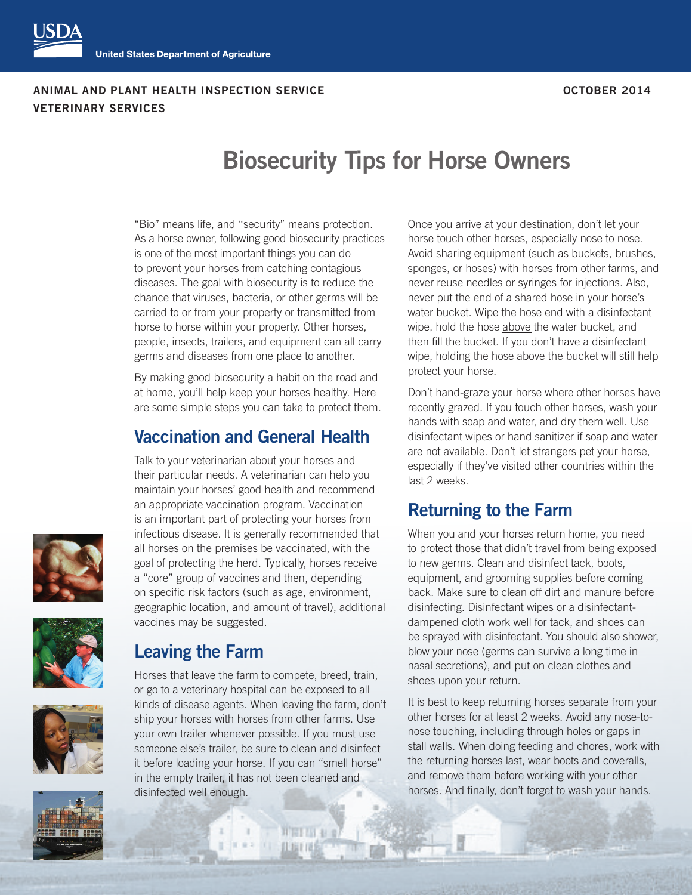USDA
United States Department of Agriculture

**ANIMAL AND PLANT HEALTH INSPECTION SERVICE**
**VETERINARY SERVICES**

**OCTOBER 2014**

# Biosecurity Tips for Horse Owners

"Bio" means life, and "security" means protection. As a horse owner, following good biosecurity practices is one of the most important things you can do to prevent your horses from catching contagious diseases. The goal with biosecurity is to reduce the chance that viruses, bacteria, or other germs will be carried to or from your property or transmitted from horse to horse within your property. Other horses, people, insects, trailers, and equipment can all carry germs and diseases from one place to another.

By making good biosecurity a habit on the road and at home, you'll help keep your horses healthy. Here are some simple steps you can take to protect them.

## Vaccination and General Health

Talk to your veterinarian about your horses and their particular needs. A veterinarian can help you maintain your horses' good health and recommend an appropriate vaccination program. Vaccination is an important part of protecting your horses from infectious disease. It is generally recommended that all horses on the premises be vaccinated, with the goal of protecting the herd. Typically, horses receive a "core" group of vaccines and then, depending on specific risk factors (such as age, environment, geographic location, and amount of travel), additional vaccines may be suggested.

## Leaving the Farm

Horses that leave the farm to compete, breed, train, or go to a veterinary hospital can be exposed to all kinds of disease agents. When leaving the farm, don't ship your horses with horses from other farms. Use your own trailer whenever possible. If you must use someone else's trailer, be sure to clean and disinfect it before loading your horse. If you can "smell horse" in the empty trailer, it has not been cleaned and disinfected well enough.

Once you arrive at your destination, don't let your horse touch other horses, especially nose to nose. Avoid sharing equipment (such as buckets, brushes, sponges, or hoses) with horses from other farms, and never reuse needles or syringes for injections. Also, never put the end of a shared hose in your horse's water bucket. Wipe the hose end with a disinfectant wipe, hold the hose <u>above</u> the water bucket, and then fill the bucket. If you don't have a disinfectant wipe, holding the hose above the bucket will still help protect your horse.

Don't hand-graze your horse where other horses have recently grazed. If you touch other horses, wash your hands with soap and water, and dry them well. Use disinfectant wipes or hand sanitizer if soap and water are not available. Don't let strangers pet your horse, especially if they've visited other countries within the last 2 weeks.

## Returning to the Farm

When you and your horses return home, you need to protect those that didn't travel from being exposed to new germs. Clean and disinfect tack, boots, equipment, and grooming supplies before coming back. Make sure to clean off dirt and manure before disinfecting. Disinfectant wipes or a disinfectant-dampened cloth work well for tack, and shoes can be sprayed with disinfectant. You should also shower, blow your nose (germs can survive a long time in nasal secretions), and put on clean clothes and shoes upon your return.

It is best to keep returning horses separate from your other horses for at least 2 weeks. Avoid any nose-to-nose touching, including through holes or gaps in stall walls. When doing feeding and chores, work with the returning horses last, wear boots and coveralls, and remove them before working with your other horses. And finally, don't forget to wash your hands.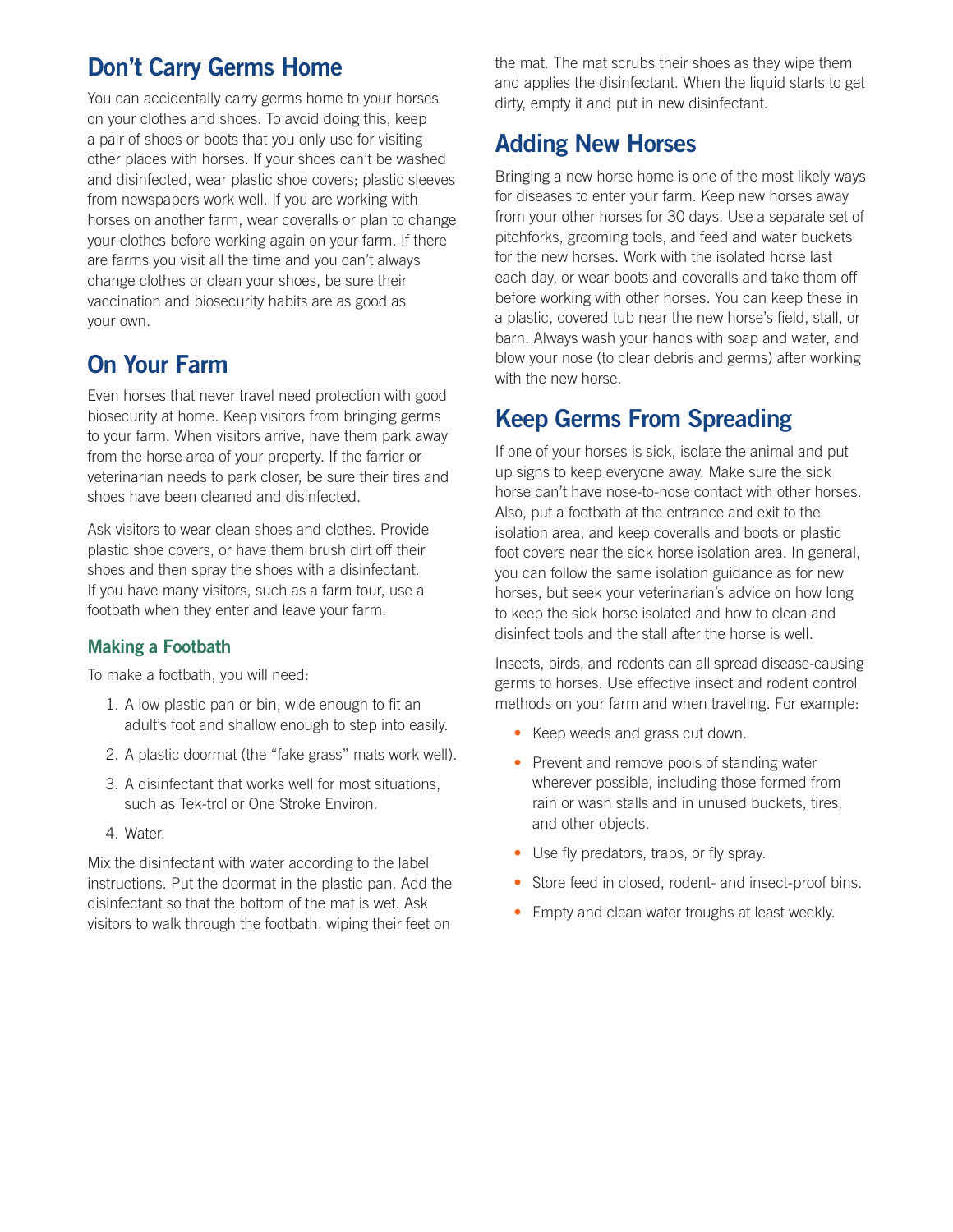## Don't Carry Germs Home

You can accidentally carry germs home to your horses on your clothes and shoes. To avoid doing this, keep a pair of shoes or boots that you only use for visiting other places with horses. If your shoes can't be washed and disinfected, wear plastic shoe covers; plastic sleeves from newspapers work well. If you are working with horses on another farm, wear coveralls or plan to change your clothes before working again on your farm. If there are farms you visit all the time and you can't always change clothes or clean your shoes, be sure their vaccination and biosecurity habits are as good as your own.

## On Your Farm

Even horses that never travel need protection with good biosecurity at home. Keep visitors from bringing germs to your farm. When visitors arrive, have them park away from the horse area of your property. If the farrier or veterinarian needs to park closer, be sure their tires and shoes have been cleaned and disinfected.

Ask visitors to wear clean shoes and clothes. Provide plastic shoe covers, or have them brush dirt off their shoes and then spray the shoes with a disinfectant. If you have many visitors, such as a farm tour, use a footbath when they enter and leave your farm.

### Making a Footbath

To make a footbath, you will need:

1. A low plastic pan or bin, wide enough to fit an adult's foot and shallow enough to step into easily.
2. A plastic doormat (the "fake grass" mats work well).
3. A disinfectant that works well for most situations, such as Tek-trol or One Stroke Environ.
4. Water.

Mix the disinfectant with water according to the label instructions. Put the doormat in the plastic pan. Add the disinfectant so that the bottom of the mat is wet. Ask visitors to walk through the footbath, wiping their feet on the mat. The mat scrubs their shoes as they wipe them and applies the disinfectant. When the liquid starts to get dirty, empty it and put in new disinfectant.

## Adding New Horses

Bringing a new horse home is one of the most likely ways for diseases to enter your farm. Keep new horses away from your other horses for 30 days. Use a separate set of pitchforks, grooming tools, and feed and water buckets for the new horses. Work with the isolated horse last each day, or wear boots and coveralls and take them off before working with other horses. You can keep these in a plastic, covered tub near the new horse's field, stall, or barn. Always wash your hands with soap and water, and blow your nose (to clear debris and germs) after working with the new horse.

## Keep Germs From Spreading

If one of your horses is sick, isolate the animal and put up signs to keep everyone away. Make sure the sick horse can't have nose-to-nose contact with other horses. Also, put a footbath at the entrance and exit to the isolation area, and keep coveralls and boots or plastic foot covers near the sick horse isolation area. In general, you can follow the same isolation guidance as for new horses, but seek your veterinarian's advice on how long to keep the sick horse isolated and how to clean and disinfect tools and the stall after the horse is well.

Insects, birds, and rodents can all spread disease-causing germs to horses. Use effective insect and rodent control methods on your farm and when traveling. For example:

- Keep weeds and grass cut down.
- Prevent and remove pools of standing water wherever possible, including those formed from rain or wash stalls and in unused buckets, tires, and other objects.
- Use fly predators, traps, or fly spray.
- Store feed in closed, rodent- and insect-proof bins.
- Empty and clean water troughs at least weekly.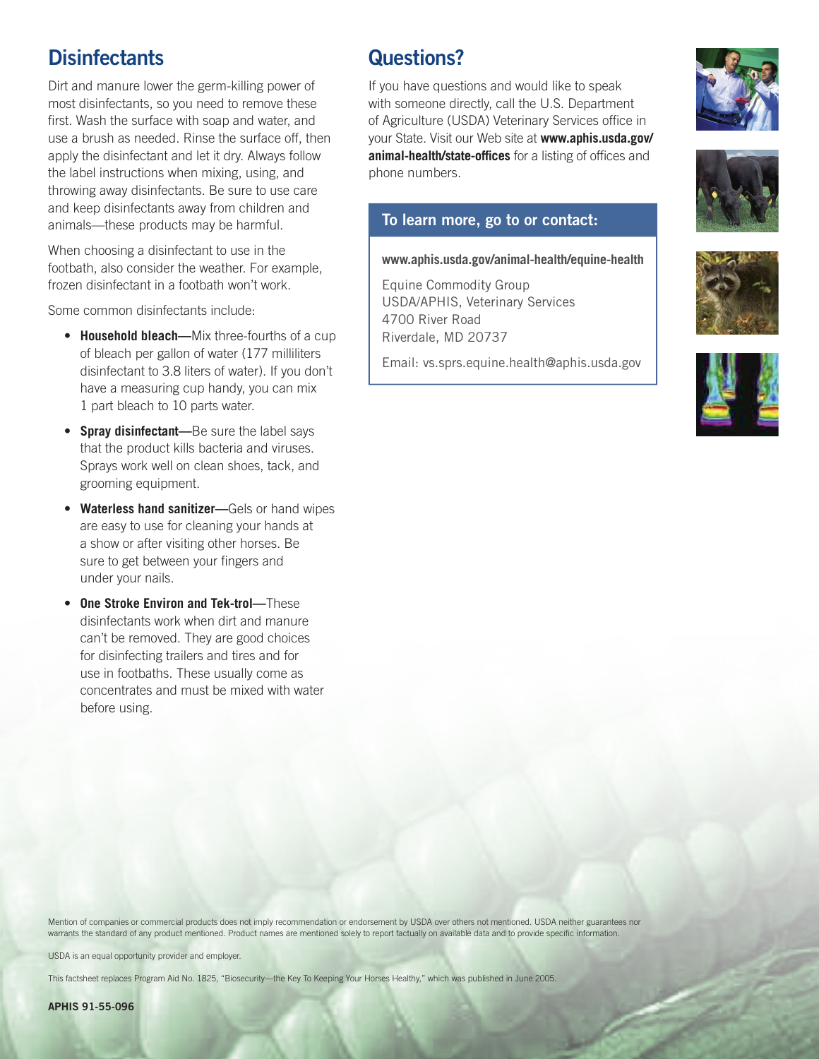## Disinfectants

Dirt and manure lower the germ-killing power of most disinfectants, so you need to remove these first. Wash the surface with soap and water, and use a brush as needed. Rinse the surface off, then apply the disinfectant and let it dry. Always follow the label instructions when mixing, using, and throwing away disinfectants. Be sure to use care and keep disinfectants away from children and animals—these products may be harmful.

When choosing a disinfectant to use in the footbath, also consider the weather. For example, frozen disinfectant in a footbath won't work.

Some common disinfectants include:

- **Household bleach—**Mix three-fourths of a cup of bleach per gallon of water (177 milliliters disinfectant to 3.8 liters of water). If you don't have a measuring cup handy, you can mix 1 part bleach to 10 parts water.
- **Spray disinfectant—**Be sure the label says that the product kills bacteria and viruses. Sprays work well on clean shoes, tack, and grooming equipment.
- **Waterless hand sanitizer—**Gels or hand wipes are easy to use for cleaning your hands at a show or after visiting other horses. Be sure to get between your fingers and under your nails.
- **One Stroke Environ and Tek-trol—**These disinfectants work when dirt and manure can't be removed. They are good choices for disinfecting trailers and tires and for use in footbaths. These usually come as concentrates and must be mixed with water before using.

## Questions?

If you have questions and would like to speak with someone directly, call the U.S. Department of Agriculture (USDA) Veterinary Services office in your State. Visit our Web site at **www.aphis.usda.gov/animal-health/state-offices** for a listing of offices and phone numbers.

### To learn more, go to or contact:

**www.aphis.usda.gov/animal-health/equine-health**

Equine Commodity Group
USDA/APHIS, Veterinary Services
4700 River Road
Riverdale, MD 20737

Email: vs.sprs.equine.health@aphis.usda.gov

Mention of companies or commercial products does not imply recommendation or endorsement by USDA over others not mentioned. USDA neither guarantees nor warrants the standard of any product mentioned. Product names are mentioned solely to report factually on available data and to provide specific information.

USDA is an equal opportunity provider and employer.

This factsheet replaces Program Aid No. 1825, "Biosecurity—the Key To Keeping Your Horses Healthy," which was published in June 2005.

**APHIS 91-55-096**